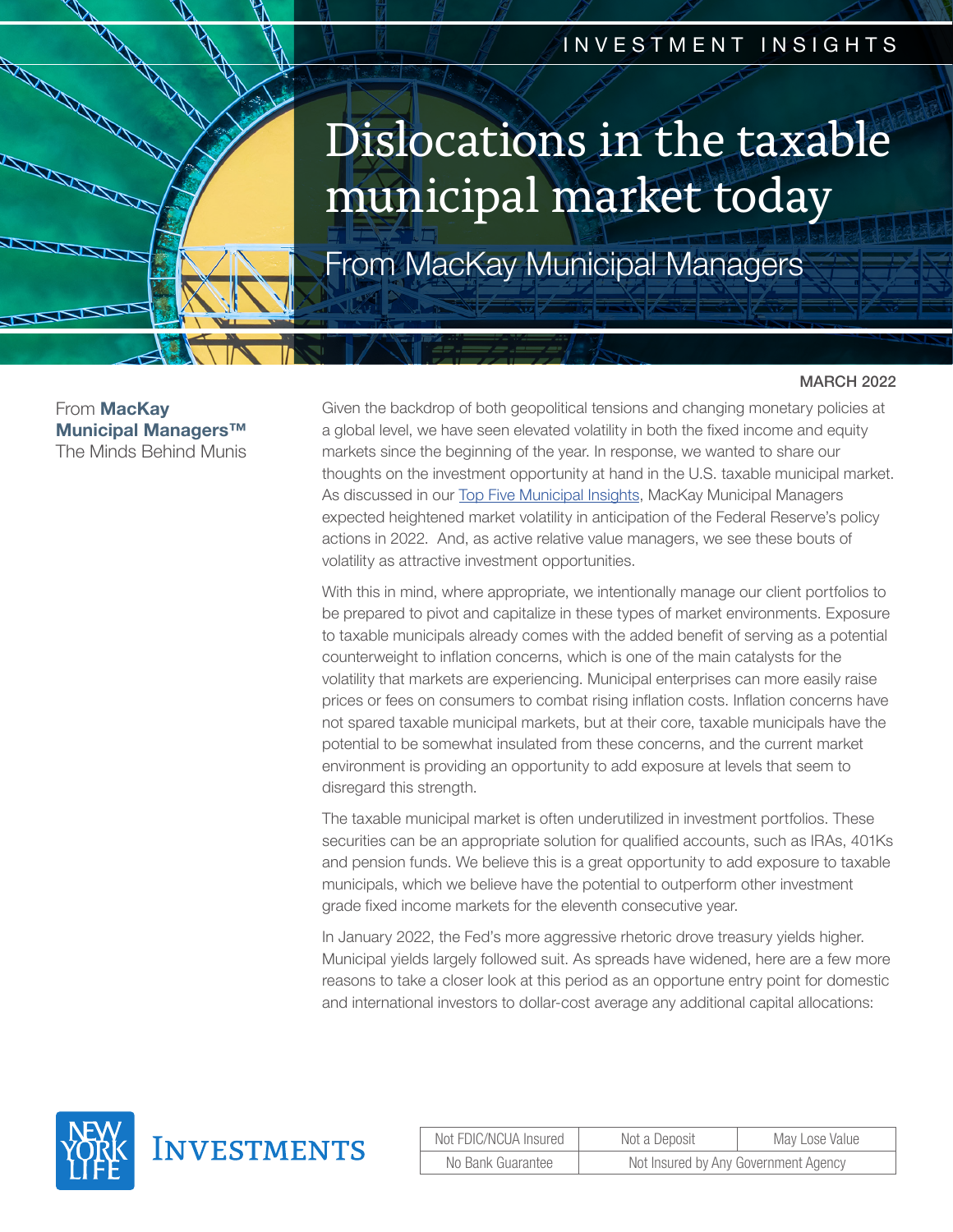INVESTMENT INSIGHTS

# Dislocations in the taxable municipal market today

## From MacKay Municipal Managers

MARCH 2022

From **MacKay Municipal Managers™**
The Minds Behind Munis

Given the backdrop of both geopolitical tensions and changing monetary policies at a global level, we have seen elevated volatility in both the fixed income and equity markets since the beginning of the year. In response, we wanted to share our thoughts on the investment opportunity at hand in the U.S. taxable municipal market. As discussed in our Top Five Municipal Insights, MacKay Municipal Managers expected heightened market volatility in anticipation of the Federal Reserve's policy actions in 2022. And, as active relative value managers, we see these bouts of volatility as attractive investment opportunities.

With this in mind, where appropriate, we intentionally manage our client portfolios to be prepared to pivot and capitalize in these types of market environments. Exposure to taxable municipals already comes with the added benefit of serving as a potential counterweight to inflation concerns, which is one of the main catalysts for the volatility that markets are experiencing. Municipal enterprises can more easily raise prices or fees on consumers to combat rising inflation costs. Inflation concerns have not spared taxable municipal markets, but at their core, taxable municipals have the potential to be somewhat insulated from these concerns, and the current market environment is providing an opportunity to add exposure at levels that seem to disregard this strength.

The taxable municipal market is often underutilized in investment portfolios. These securities can be an appropriate solution for qualified accounts, such as IRAs, 401Ks and pension funds. We believe this is a great opportunity to add exposure to taxable municipals, which we believe have the potential to outperform other investment grade fixed income markets for the eleventh consecutive year.

In January 2022, the Fed's more aggressive rhetoric drove treasury yields higher. Municipal yields largely followed suit. As spreads have widened, here are a few more reasons to take a closer look at this period as an opportune entry point for domestic and international investors to dollar-cost average any additional capital allocations:

New York Life Investments

| Not FDIC/NCUA Insured | Not a Deposit | May Lose Value |
| --- | --- | --- |
| No Bank Guarantee | Not Insured by Any Government Agency | |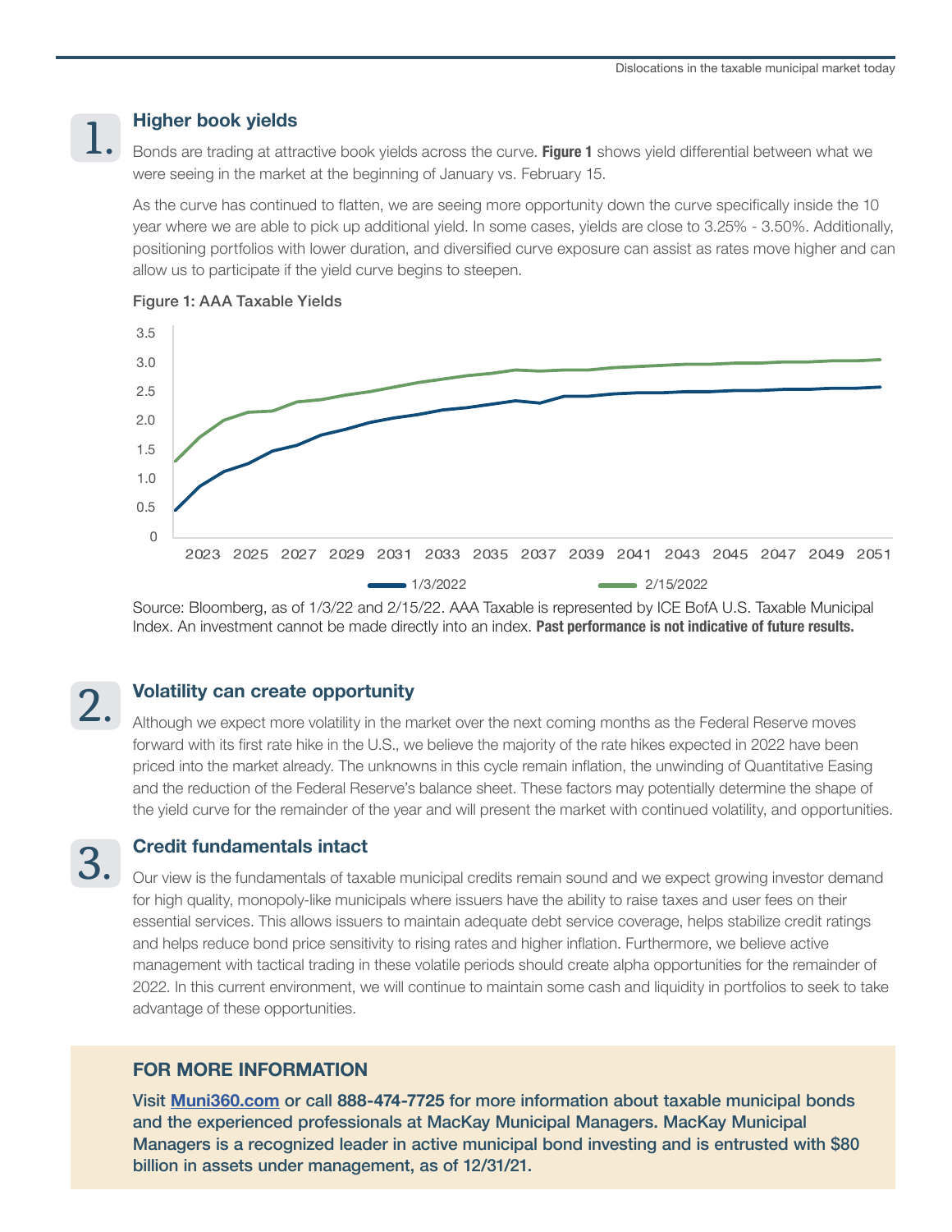## 1. Higher book yields

Bonds are trading at attractive book yields across the curve. **Figure 1** shows yield differential between what we were seeing in the market at the beginning of January vs. February 15.

As the curve has continued to flatten, we are seeing more opportunity down the curve specifically inside the 10 year where we are able to pick up additional yield. In some cases, yields are close to 3.25% - 3.50%. Additionally, positioning portfolios with lower duration, and diversified curve exposure can assist as rates move higher and can allow us to participate if the yield curve begins to steepen.

Figure 1: AAA Taxable Yields

Source: Bloomberg, as of 1/3/22 and 2/15/22. AAA Taxable is represented by ICE BofA U.S. Taxable Municipal Index. An investment cannot be made directly into an index. **Past performance is not indicative of future results.**

## 2. Volatility can create opportunity

Although we expect more volatility in the market over the next coming months as the Federal Reserve moves forward with its first rate hike in the U.S., we believe the majority of the rate hikes expected in 2022 have been priced into the market already. The unknowns in this cycle remain inflation, the unwinding of Quantitative Easing and the reduction of the Federal Reserve's balance sheet. These factors may potentially determine the shape of the yield curve for the remainder of the year and will present the market with continued volatility, and opportunities.

## 3. Credit fundamentals intact

Our view is the fundamentals of taxable municipal credits remain sound and we expect growing investor demand for high quality, monopoly-like municipals where issuers have the ability to raise taxes and user fees on their essential services. This allows issuers to maintain adequate debt service coverage, helps stabilize credit ratings and helps reduce bond price sensitivity to rising rates and higher inflation. Furthermore, we believe active management with tactical trading in these volatile periods should create alpha opportunities for the remainder of 2022. In this current environment, we will continue to maintain some cash and liquidity in portfolios to seek to take advantage of these opportunities.

### FOR MORE INFORMATION

**Visit [Muni360.com](Muni360.com) or call 888-474-7725 for more information about taxable municipal bonds and the experienced professionals at MacKay Municipal Managers. MacKay Municipal Managers is a recognized leader in active municipal bond investing and is entrusted with $80 billion in assets under management, as of 12/31/21.**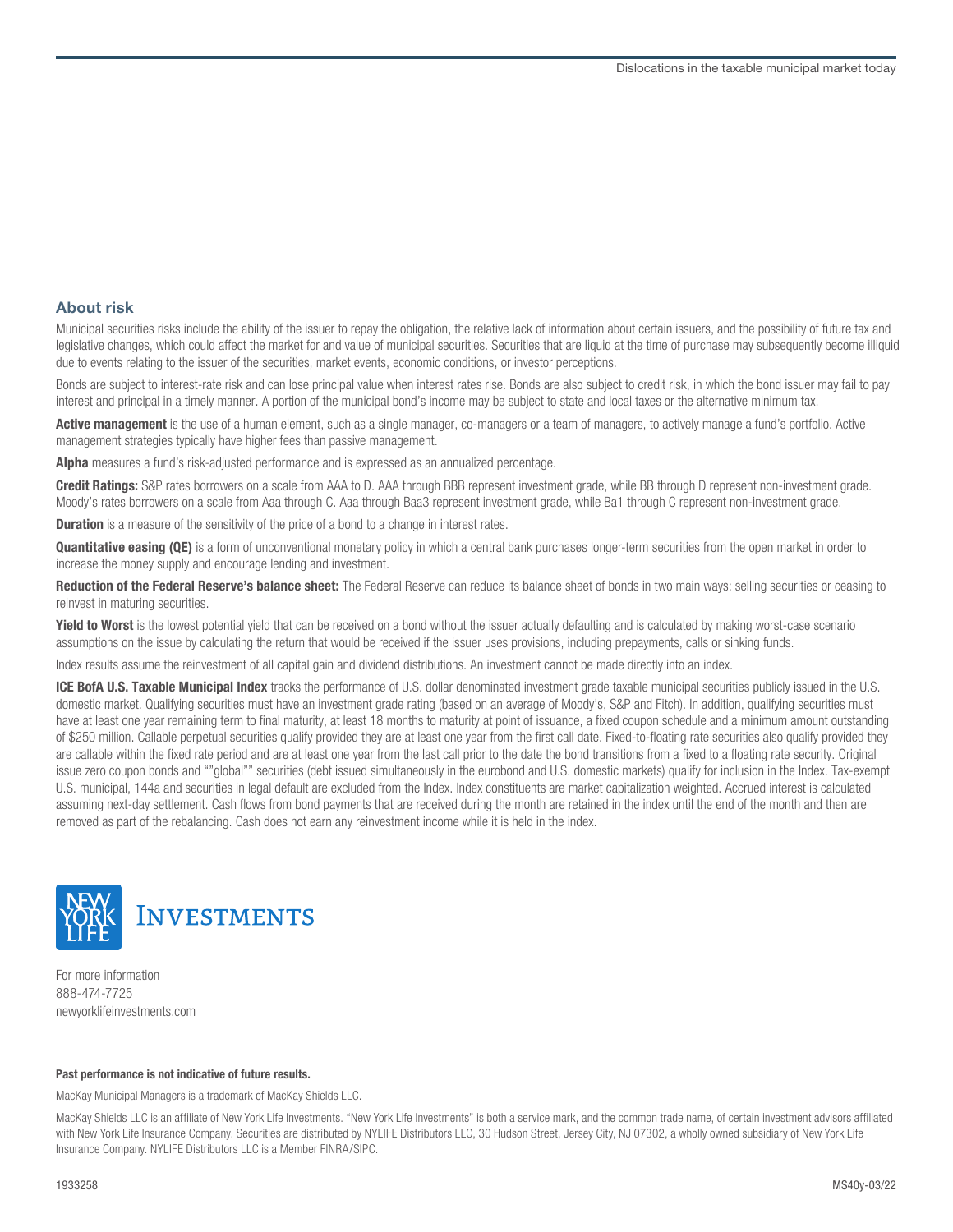## About risk

Municipal securities risks include the ability of the issuer to repay the obligation, the relative lack of information about certain issuers, and the possibility of future tax and legislative changes, which could affect the market for and value of municipal securities. Securities that are liquid at the time of purchase may subsequently become illiquid due to events relating to the issuer of the securities, market events, economic conditions, or investor perceptions.

Bonds are subject to interest-rate risk and can lose principal value when interest rates rise. Bonds are also subject to credit risk, in which the bond issuer may fail to pay interest and principal in a timely manner. A portion of the municipal bond's income may be subject to state and local taxes or the alternative minimum tax.

**Active management** is the use of a human element, such as a single manager, co-managers or a team of managers, to actively manage a fund's portfolio. Active management strategies typically have higher fees than passive management.

**Alpha** measures a fund's risk-adjusted performance and is expressed as an annualized percentage.

**Credit Ratings:** S&P rates borrowers on a scale from AAA to D. AAA through BBB represent investment grade, while BB through D represent non-investment grade. Moody's rates borrowers on a scale from Aaa through C. Aaa through Baa3 represent investment grade, while Ba1 through C represent non-investment grade.

**Duration** is a measure of the sensitivity of the price of a bond to a change in interest rates.

**Quantitative easing (QE)** is a form of unconventional monetary policy in which a central bank purchases longer-term securities from the open market in order to increase the money supply and encourage lending and investment.

**Reduction of the Federal Reserve's balance sheet:** The Federal Reserve can reduce its balance sheet of bonds in two main ways: selling securities or ceasing to reinvest in maturing securities.

**Yield to Worst** is the lowest potential yield that can be received on a bond without the issuer actually defaulting and is calculated by making worst-case scenario assumptions on the issue by calculating the return that would be received if the issuer uses provisions, including prepayments, calls or sinking funds.

Index results assume the reinvestment of all capital gain and dividend distributions. An investment cannot be made directly into an index.

**ICE BofA U.S. Taxable Municipal Index** tracks the performance of U.S. dollar denominated investment grade taxable municipal securities publicly issued in the U.S. domestic market. Qualifying securities must have an investment grade rating (based on an average of Moody's, S&P and Fitch). In addition, qualifying securities must have at least one year remaining term to final maturity, at least 18 months to maturity at point of issuance, a fixed coupon schedule and a minimum amount outstanding of $250 million. Callable perpetual securities qualify provided they are at least one year from the first call date. Fixed-to-floating rate securities also qualify provided they are callable within the fixed rate period and are at least one year from the last call prior to the date the bond transitions from a fixed to a floating rate security. Original issue zero coupon bonds and ""global"" securities (debt issued simultaneously in the eurobond and U.S. domestic markets) qualify for inclusion in the Index. Tax-exempt U.S. municipal, 144a and securities in legal default are excluded from the Index. Index constituents are market capitalization weighted. Accrued interest is calculated assuming next-day settlement. Cash flows from bond payments that are received during the month are retained in the index until the end of the month and then are removed as part of the rebalancing. Cash does not earn any reinvestment income while it is held in the index.

NEW YORK LIFE INVESTMENTS

For more information
888-474-7725
newyorklifeinvestments.com

**Past performance is not indicative of future results.**

MacKay Municipal Managers is a trademark of MacKay Shields LLC.

MacKay Shields LLC is an affiliate of New York Life Investments. "New York Life Investments" is both a service mark, and the common trade name, of certain investment advisors affiliated with New York Life Insurance Company. Securities are distributed by NYLIFE Distributors LLC, 30 Hudson Street, Jersey City, NJ 07302, a wholly owned subsidiary of New York Life Insurance Company. NYLIFE Distributors LLC is a Member FINRA/SIPC.

1933258

MS40y-03/22